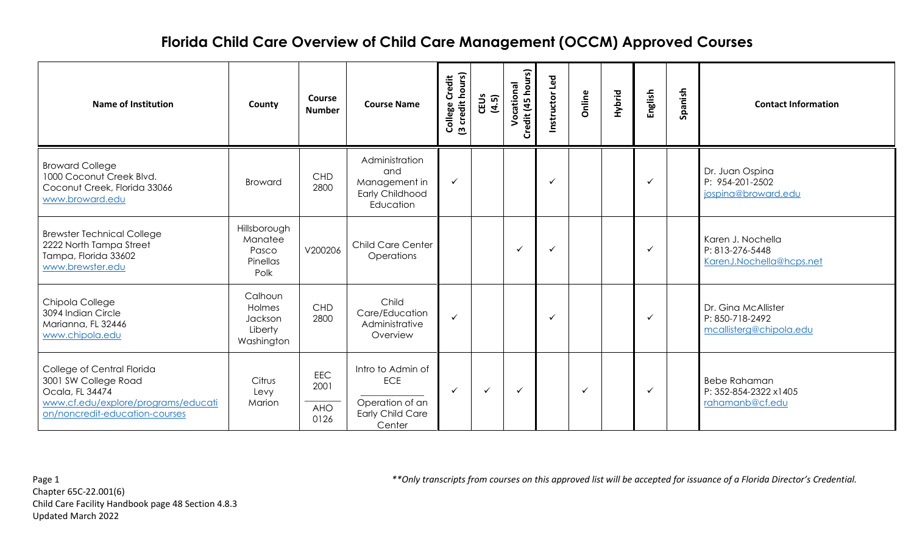# Florida Child Care Overview of Child Care Management (OCCM) Approved Courses

| Name of Institution | County | Course Number | Course Name | College Credit (3 credit hours) | CEUs (4.5) | Vocational Credit (45 hours) | Instructor Led | Online | Hybrid | English | Spanish | Contact Information |
|---|---|---|---|---|---|---|---|---|---|---|---|---|
| Broward College<br>1000 Coconut Creek Blvd.<br>Coconut Creek, Florida 33066<br>www.broward.edu | Broward | CHD 2800 | Administration and Management in Early Childhood Education | ✓ | | | ✓ | | | ✓ | | Dr. Juan Ospina<br>P: 954-201-2502<br>jospina@broward.edu |
| Brewster Technical College<br>2222 North Tampa Street<br>Tampa, Florida 33602<br>www.brewster.edu | Hillsborough<br>Manatee<br>Pasco<br>Pinellas<br>Polk | V200206 | Child Care Center Operations | | | ✓ | ✓ | | | ✓ | | Karen J. Nochella<br>P: 813-276-5448<br>KarenJ.Nochella@hcps.net |
| Chipola College<br>3094 Indian Circle<br>Marianna, FL 32446<br>www.chipola.edu | Calhoun<br>Holmes<br>Jackson<br>Liberty<br>Washington | CHD 2800 | Child Care/Education Administrative Overview | ✓ | | | ✓ | | | ✓ | | Dr. Gina McAllister<br>P: 850-718-2492<br>mcallisterg@chipola.edu |
| College of Central Florida<br>3001 SW College Road<br>Ocala, FL 34474<br>www.cf.edu/explore/programs/education/noncredit-education-courses | Citrus<br>Levy<br>Marion | EEC 2001<br>AHO 0126 | Intro to Admin of ECE<br>Operation of an Early Child Care Center | ✓ | ✓ | ✓ | | ✓ | | ✓ | | Bebe Rahaman<br>P: 352-854-2322 x1405<br>rahamanb@cf.edu |

*\*\*Only transcripts from courses on this approved list will be accepted for issuance of a Florida Director's Credential.*

Chapter 65C-22.001(6)
Child Care Facility Handbook page 48 Section 4.8.3
Updated March 2022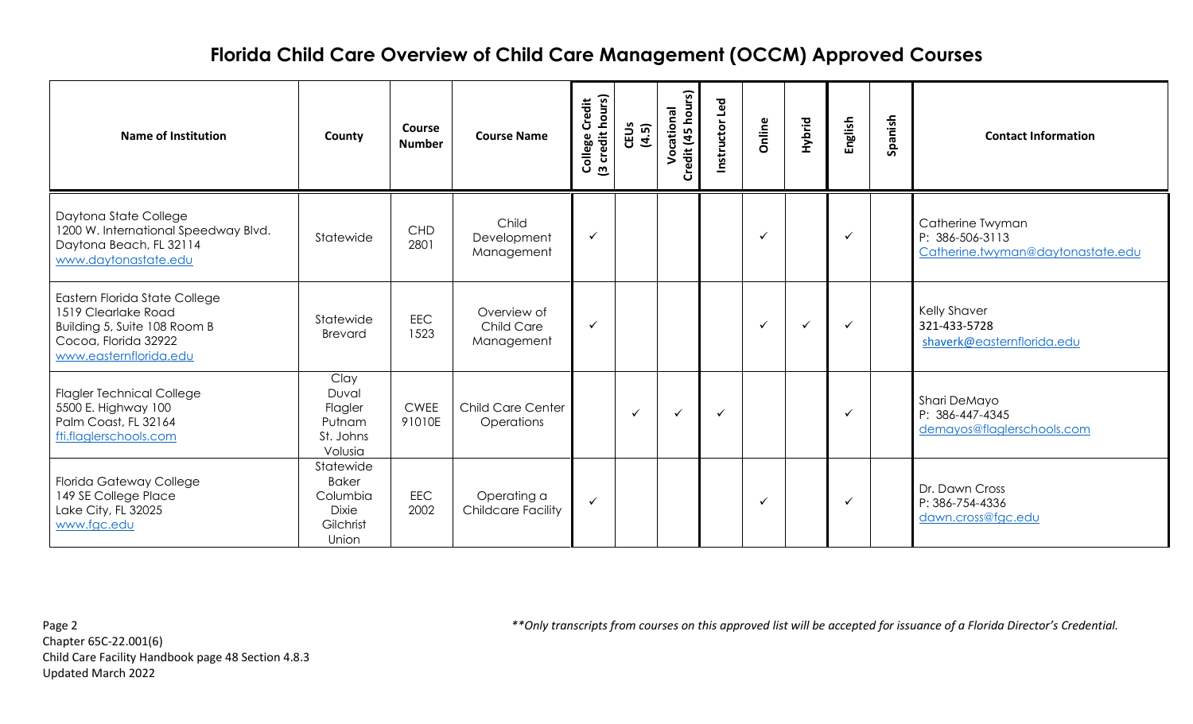# Florida Child Care Overview of Child Care Management (OCCM) Approved Courses

| Name of Institution | County | Course Number | Course Name | College Credit (3 credit hours) | CEUs (4.5) | Vocational Credit (45 hours) | Instructor Led | Online | Hybrid | English | Spanish | Contact Information |
|---|---|---|---|---|---|---|---|---|---|---|---|---|
| Daytona State College<br>1200 W. International Speedway Blvd.<br>Daytona Beach, FL 32114<br>www.daytonastate.edu | Statewide | CHD 2801 | Child Development Management | ✓ | | | | ✓ | | ✓ | | Catherine Twyman<br>P: 386-506-3113<br>Catherine.twyman@daytonastate.edu |
| Eastern Florida State College<br>1519 Clearlake Road<br>Building 5, Suite 108 Room B<br>Cocoa, Florida 32922<br>www.easternflorida.edu | Statewide<br>Brevard | EEC 1523 | Overview of Child Care Management | ✓ | | | | ✓ | ✓ | ✓ | | Kelly Shaver<br>321-433-5728<br>shaverk@easternflorida.edu |
| Flagler Technical College<br>5500 E. Highway 100<br>Palm Coast, FL 32164<br>fti.flaglerschools.com | Clay<br>Duval<br>Flagler<br>Putnam<br>St. Johns<br>Volusia | CWEE 91010E | Child Care Center Operations | | ✓ | ✓ | ✓ | | | ✓ | | Shari DeMayo<br>P: 386-447-4345<br>demayos@flaglerschools.com |
| Florida Gateway College<br>149 SE College Place<br>Lake City, FL 32025<br>www.fgc.edu | Statewide<br>Baker<br>Columbia<br>Dixie<br>Gilchrist<br>Union | EEC 2002 | Operating a Childcare Facility | ✓ | | | | ✓ | | ✓ | | Dr. Dawn Cross<br>P: 386-754-4336<br>dawn.cross@fgc.edu |

Chapter 65C-22.001(6)
Child Care Facility Handbook page 48 Section 4.8.3
Updated March 2022

*\*\*Only transcripts from courses on this approved list will be accepted for issuance of a Florida Director's Credential.*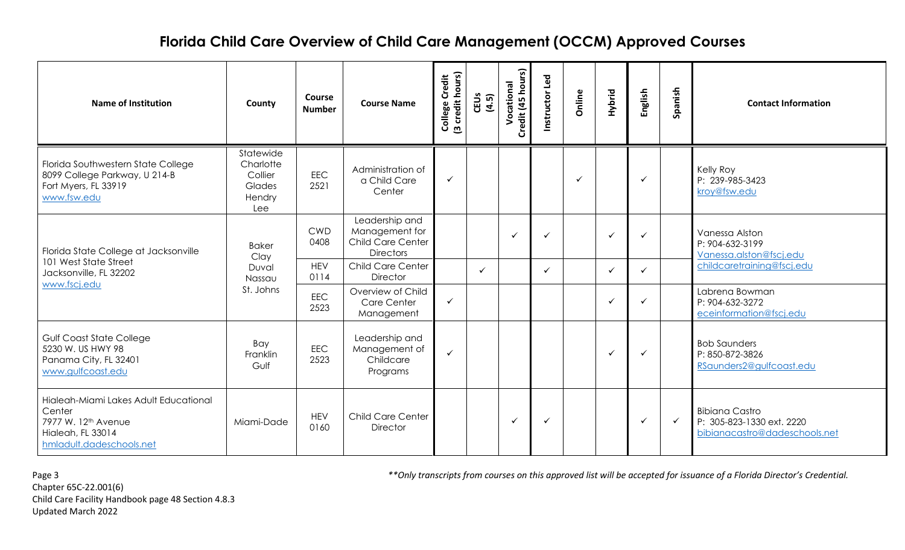# Florida Child Care Overview of Child Care Management (OCCM) Approved Courses

| Name of Institution | County | Course Number | Course Name | College Credit (3 credit hours) | CEUs (4.5) | Vocational Credit (45 hours) | Instructor Led | Online | Hybrid | English | Spanish | Contact Information |
|---|---|---|---|---|---|---|---|---|---|---|---|---|
| Florida Southwestern State College<br>8099 College Parkway, U 214-B<br>Fort Myers, FL 33919<br>www.fsw.edu | Statewide<br>Charlotte<br>Collier<br>Glades<br>Hendry<br>Lee | EEC 2521 | Administration of a Child Care Center | ✓ | | | | ✓ | | ✓ | | Kelly Roy<br>P: 239-985-3423<br>kroy@fsw.edu |
| Florida State College at Jacksonville<br>101 West State Street<br>Jacksonville, FL 32202<br>www.fscj.edu | Baker<br>Clay<br>Duval<br>Nassau<br>St. Johns | CWD 0408 | Leadership and Management for Child Care Center Directors | | | ✓ | ✓ | | ✓ | ✓ | | Vanessa Alston<br>P: 904-632-3199<br>Vanessa.alston@fscj.edu<br>childcaretraining@fscj.edu |
| | | HEV 0114 | Child Care Center Director | | ✓ | | ✓ | | ✓ | ✓ | | |
| | | EEC 2523 | Overview of Child Care Center Management | ✓ | | | | | ✓ | ✓ | | Labrena Bowman<br>P: 904-632-3272<br>eceinformation@fscj.edu |
| Gulf Coast State College<br>5230 W. US HWY 98<br>Panama City, FL 32401<br>www.gulfcoast.edu | Bay<br>Franklin<br>Gulf | EEC 2523 | Leadership and Management of Childcare Programs | ✓ | | | | | ✓ | ✓ | | Bob Saunders<br>P: 850-872-3826<br>RSaunders2@gulfcoast.edu |
| Hialeah-Miami Lakes Adult Educational Center<br>7977 W. 12th Avenue<br>Hialeah, FL 33014<br>hmladult.dadeschools.net | Miami-Dade | HEV 0160 | Child Care Center Director | | | ✓ | ✓ | | | ✓ | ✓ | Bibiana Castro<br>P: 305-823-1330 ext. 2220<br>bibianacastro@dadeschools.net |

*\*\*Only transcripts from courses on this approved list will be accepted for issuance of a Florida Director's Credential.*

Chapter 65C-22.001(6)
Child Care Facility Handbook page 48 Section 4.8.3
Updated March 2022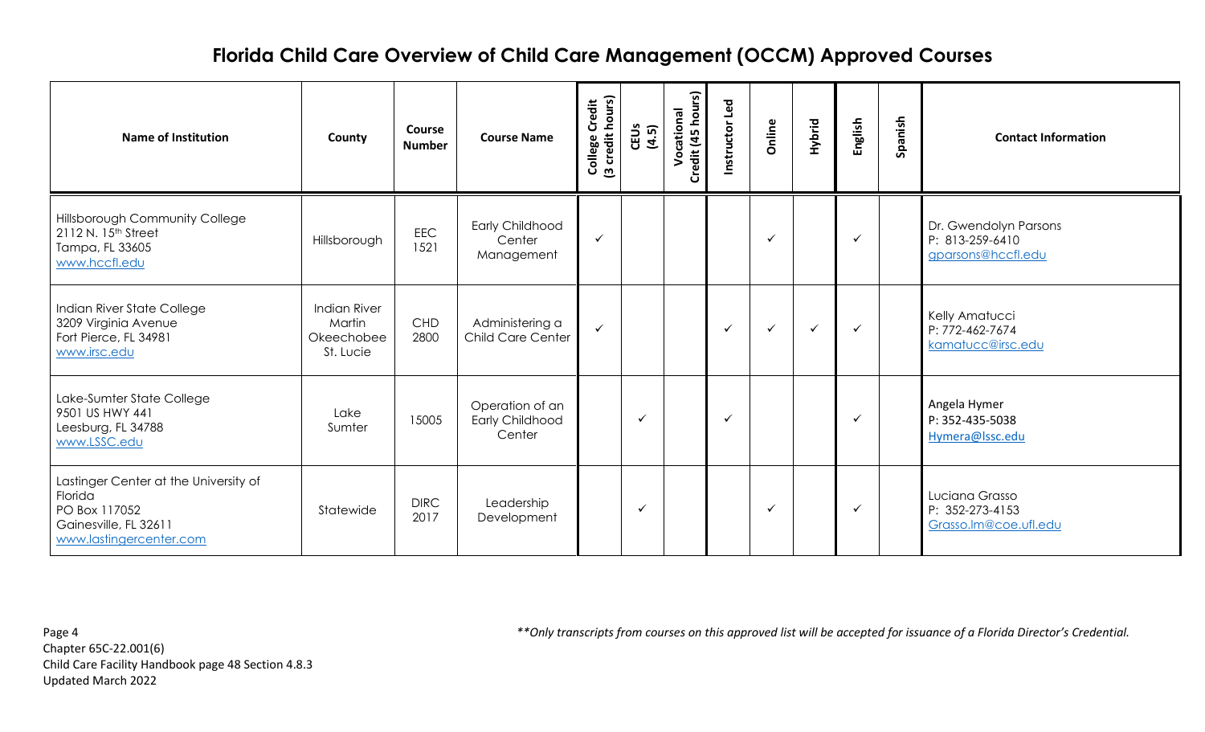# Florida Child Care Overview of Child Care Management (OCCM) Approved Courses

| Name of Institution | County | Course Number | Course Name | College Credit (3 credit hours) | CEUs (4.5) | Vocational Credit (45 hours) | Instructor Led | Online | Hybrid | English | Spanish | Contact Information |
|---|---|---|---|---|---|---|---|---|---|---|---|---|
| Hillsborough Community College<br>2112 N. 15th Street<br>Tampa, FL 33605<br>www.hccfl.edu | Hillsborough | EEC 1521 | Early Childhood Center Management | ✓ | | | | ✓ | | ✓ | | Dr. Gwendolyn Parsons<br>P: 813-259-6410<br>gparsons@hccfl.edu |
| Indian River State College<br>3209 Virginia Avenue<br>Fort Pierce, FL 34981<br>www.irsc.edu | Indian River<br>Martin<br>Okeechobee<br>St. Lucie | CHD 2800 | Administering a Child Care Center | ✓ | | | ✓ | ✓ | ✓ | ✓ | | Kelly Amatucci<br>P: 772-462-7674<br>kamatucc@irsc.edu |
| Lake-Sumter State College<br>9501 US HWY 441<br>Leesburg, FL 34788<br>www.LSSC.edu | Lake<br>Sumter | 15005 | Operation of an Early Childhood Center | | ✓ | | ✓ | | | ✓ | | Angela Hymer<br>P: 352-435-5038<br>Hymera@lssc.edu |
| Lastinger Center at the University of Florida<br>PO Box 117052<br>Gainesville, FL 32611<br>www.lastingercenter.com | Statewide | DIRC 2017 | Leadership Development | | ✓ | | | ✓ | | ✓ | | Luciana Grasso<br>P: 352-273-4153<br>Grasso.lm@coe.ufl.edu |

Chapter 65C-22.001(6)
Child Care Facility Handbook page 48 Section 4.8.3
Updated March 2022

*\*\*Only transcripts from courses on this approved list will be accepted for issuance of a Florida Director's Credential.*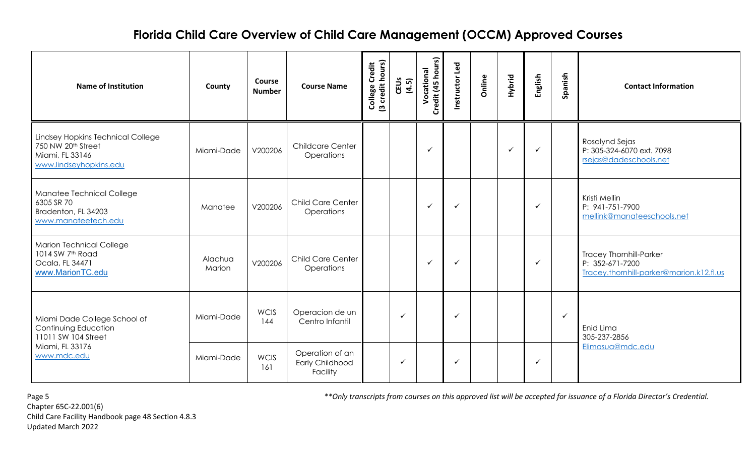# Florida Child Care Overview of Child Care Management (OCCM) Approved Courses

| Name of Institution | County | Course Number | Course Name | College Credit (3 credit hours) | CEUs (4.5) | Vocational Credit (45 hours) | Instructor Led | Online | Hybrid | English | Spanish | Contact Information |
|---|---|---|---|---|---|---|---|---|---|---|---|---|
| Lindsey Hopkins Technical College<br>750 NW 20th Street<br>Miami, FL 33146<br>www.lindseyhopkins.edu | Miami-Dade | V200206 | Childcare Center Operations | | | ✓ | | | ✓ | ✓ | | Rosalynd Sejas<br>P: 305-324-6070 ext. 7098<br>rsejas@dadeschools.net |
| Manatee Technical College<br>6305 SR 70<br>Bradenton, FL 34203<br>www.manateetech.edu | Manatee | V200206 | Child Care Center Operations | | | ✓ | ✓ | | | ✓ | | Kristi Mellin<br>P: 941-751-7900<br>mellink@manateeschools.net |
| Marion Technical College<br>1014 SW 7th Road<br>Ocala, FL 34471<br>www.MarionTC.edu | Alachua<br>Marion | V200206 | Child Care Center Operations | | | ✓ | ✓ | | | ✓ | | Tracey Thornhill-Parker<br>P: 352-671-7200<br>Tracey.thornhill-parker@marion.k12.fl.us |
| Miami Dade College School of Continuing Education<br>11011 SW 104 Street<br>Miami, FL 33176<br>www.mdc.edu | Miami-Dade | WCIS 144 | Operacion de un Centro Infantil | | ✓ | | ✓ | | | | ✓ | Enid Lima<br>305-237-2856<br>Elimasua@mdc.edu |
| | Miami-Dade | WCIS 161 | Operation of an Early Childhood Facility | | ✓ | | ✓ | | | ✓ | | |

Chapter 65C-22.001(6)
Child Care Facility Handbook page 48 Section 4.8.3
Updated March 2022

*\*\*Only transcripts from courses on this approved list will be accepted for issuance of a Florida Director's Credential.*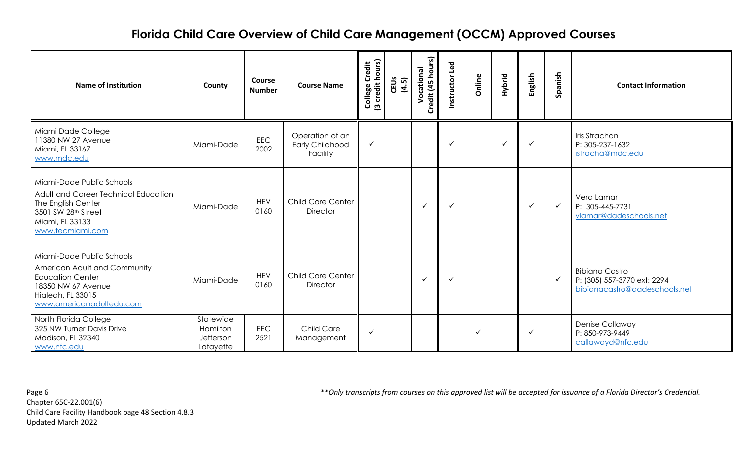# Florida Child Care Overview of Child Care Management (OCCM) Approved Courses

| Name of Institution | County | Course Number | Course Name | College Credit (3 credit hours) | CEUs (4.5) | Vocational Credit (45 hours) | Instructor Led | Online | Hybrid | English | Spanish | Contact Information |
|---|---|---|---|---|---|---|---|---|---|---|---|---|
| Miami Dade College<br>11380 NW 27 Avenue<br>Miami, FL 33167<br>www.mdc.edu | Miami-Dade | EEC 2002 | Operation of an Early Childhood Facility | ✓ | | | ✓ | | ✓ | ✓ | | Iris Strachan<br>P: 305-237-1632<br>istracha@mdc.edu |
| Miami-Dade Public Schools<br>Adult and Career Technical Education<br>The English Center<br>3501 SW 28th Street<br>Miami, FL 33133<br>www.tecmiami.com | Miami-Dade | HEV 0160 | Child Care Center Director | | | ✓ | ✓ | | | ✓ | ✓ | Vera Lamar<br>P: 305-445-7731<br>vlamar@dadeschools.net |
| Miami-Dade Public Schools<br>American Adult and Community Education Center<br>18350 NW 67 Avenue<br>Hialeah, FL 33015<br>www.americanadultedu.com | Miami-Dade | HEV 0160 | Child Care Center Director | | | ✓ | ✓ | | | | ✓ | Bibiana Castro<br>P: (305) 557-3770 ext: 2294<br>bibianacastro@dadeschools.net |
| North Florida College<br>325 NW Turner Davis Drive<br>Madison, FL 32340<br>www.nfc.edu | Statewide<br>Hamilton<br>Jefferson<br>Lafayette | EEC 2521 | Child Care Management | ✓ | | | | ✓ | | ✓ | | Denise Callaway<br>P: 850-973-9449<br>callawayd@nfc.edu |

*\*\*Only transcripts from courses on this approved list will be accepted for issuance of a Florida Director's Credential.*

Chapter 65C-22.001(6)
Child Care Facility Handbook page 48 Section 4.8.3
Updated March 2022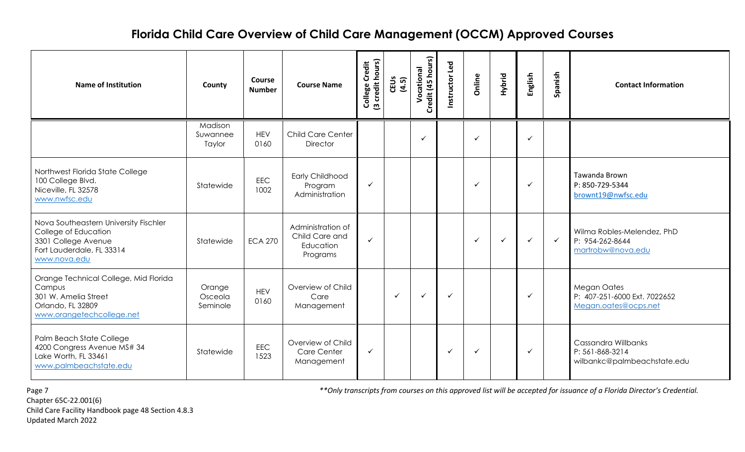# Florida Child Care Overview of Child Care Management (OCCM) Approved Courses

| Name of Institution | County | Course Number | Course Name | College Credit (3 credit hours) | CEUs (4.5) | Vocational Credit (45 hours) | Instructor Led | Online | Hybrid | English | Spanish | Contact Information |
|---|---|---|---|---|---|---|---|---|---|---|---|---|
| | Madison Suwannee Taylor | HEV 0160 | Child Care Center Director | | | ✓ | | ✓ | | ✓ | | |
| Northwest Florida State College 100 College Blvd. Niceville, FL 32578 www.nwfsc.edu | Statewide | EEC 1002 | Early Childhood Program Administration | ✓ | | | | ✓ | | ✓ | | Tawanda Brown P: 850-729-5344 brownt19@nwfsc.edu |
| Nova Southeastern University Fischler College of Education 3301 College Avenue Fort Lauderdale, FL 33314 www.nova.edu | Statewide | ECA 270 | Administration of Child Care and Education Programs | ✓ | | | | ✓ | ✓ | ✓ | ✓ | Wilma Robles-Melendez, PhD P: 954-262-8644 martrobw@nova.edu |
| Orange Technical College, Mid Florida Campus 301 W. Amelia Street Orlando, FL 32809 www.orangetechcollege.net | Orange Osceola Seminole | HEV 0160 | Overview of Child Care Management | | ✓ | ✓ | ✓ | | | ✓ | | Megan Oates P: 407-251-6000 Ext. 7022652 Megan.oates@ocps.net |
| Palm Beach State College 4200 Congress Avenue MS# 34 Lake Worth, FL 33461 www.palmbeachstate.edu | Statewide | EEC 1523 | Overview of Child Care Center Management | ✓ | | | ✓ | ✓ | | ✓ | | Cassandra Willbanks P: 561-868-3214 wilbankc@palmbeachstate.edu |

*\*\*Only transcripts from courses on this approved list will be accepted for issuance of a Florida Director's Credential.*

Chapter 65C-22.001(6)
Child Care Facility Handbook page 48 Section 4.8.3
Updated March 2022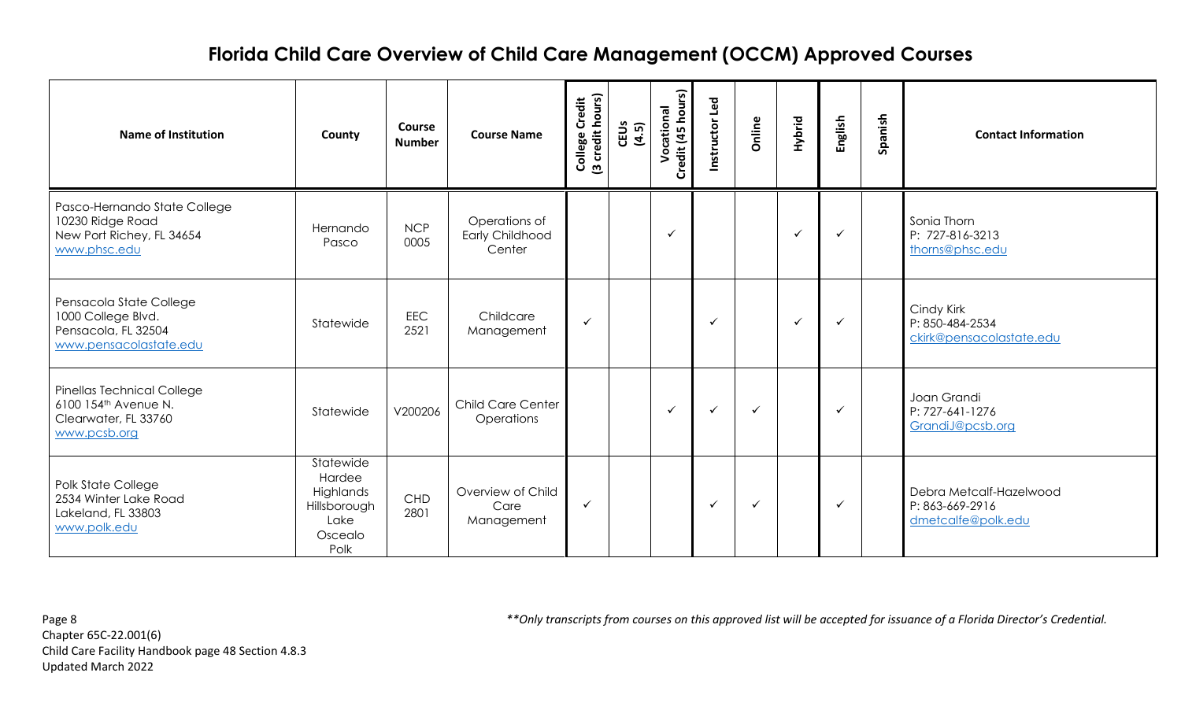# Florida Child Care Overview of Child Care Management (OCCM) Approved Courses

| Name of Institution | County | Course Number | Course Name | College Credit (3 credit hours) | CEUs (4.5) | Vocational Credit (45 hours) | Instructor Led | Online | Hybrid | English | Spanish | Contact Information |
|---|---|---|---|---|---|---|---|---|---|---|---|---|
| Pasco-Hernando State College<br>10230 Ridge Road<br>New Port Richey, FL 34654<br>www.phsc.edu | Hernando<br>Pasco | NCP 0005 | Operations of Early Childhood Center | | | ✓ | | | ✓ | ✓ | | Sonia Thorn<br>P: 727-816-3213<br>thorns@phsc.edu |
| Pensacola State College<br>1000 College Blvd.<br>Pensacola, FL 32504<br>www.pensacolastate.edu | Statewide | EEC 2521 | Childcare Management | ✓ | | | ✓ | | ✓ | ✓ | | Cindy Kirk<br>P: 850-484-2534<br>ckirk@pensacolastate.edu |
| Pinellas Technical College<br>6100 154th Avenue N.<br>Clearwater, FL 33760<br>www.pcsb.org | Statewide | V200206 | Child Care Center Operations | | | ✓ | ✓ | ✓ | | ✓ | | Joan Grandi<br>P: 727-641-1276<br>GrandiJ@pcsb.org |
| Polk State College<br>2534 Winter Lake Road<br>Lakeland, FL 33803<br>www.polk.edu | Statewide<br>Hardee<br>Highlands<br>Hillsborough<br>Lake<br>Osceola<br>Polk | CHD 2801 | Overview of Child Care Management | ✓ | | | ✓ | ✓ | | ✓ | | Debra Metcalf-Hazelwood<br>P: 863-669-2916<br>dmetcalfe@polk.edu |

*\*\*Only transcripts from courses on this approved list will be accepted for issuance of a Florida Director's Credential.*

Chapter 65C-22.001(6)
Child Care Facility Handbook page 48 Section 4.8.3
Updated March 2022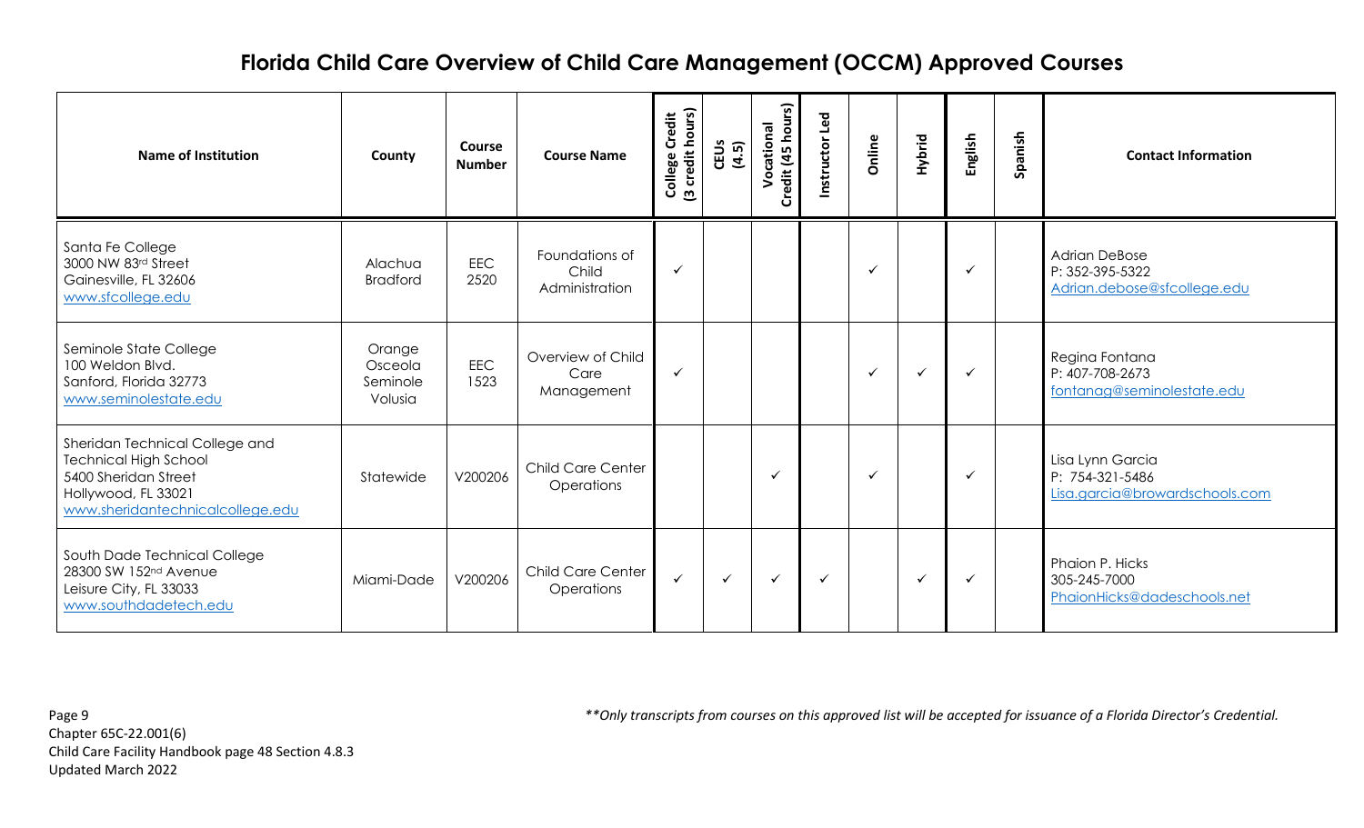# Florida Child Care Overview of Child Care Management (OCCM) Approved Courses

| Name of Institution | County | Course Number | Course Name | College Credit (3 credit hours) | CEUs (4.5) | Vocational Credit (45 hours) | Instructor Led | Online | Hybrid | English | Spanish | Contact Information |
|---|---|---|---|---|---|---|---|---|---|---|---|---|
| Santa Fe College<br>3000 NW 83rd Street<br>Gainesville, FL 32606<br>www.sfcollege.edu | Alachua<br>Bradford | EEC 2520 | Foundations of Child Administration | ✓ | | | | ✓ | | ✓ | | Adrian DeBose<br>P: 352-395-5322<br>Adrian.debose@sfcollege.edu |
| Seminole State College<br>100 Weldon Blvd.<br>Sanford, Florida 32773<br>www.seminolestate.edu | Orange<br>Osceola<br>Seminole<br>Volusia | EEC 1523 | Overview of Child Care Management | ✓ | | | | ✓ | ✓ | ✓ | | Regina Fontana<br>P: 407-708-2673<br>fontanag@seminolestate.edu |
| Sheridan Technical College and Technical High School<br>5400 Sheridan Street<br>Hollywood, FL 33021<br>www.sheridantechnicalcollege.edu | Statewide | V200206 | Child Care Center Operations | | | ✓ | | ✓ | | ✓ | | Lisa Lynn Garcia<br>P: 754-321-5486<br>Lisa.garcia@browardschools.com |
| South Dade Technical College<br>28300 SW 152nd Avenue<br>Leisure City, FL 33033<br>www.southdadetech.edu | Miami-Dade | V200206 | Child Care Center Operations | ✓ | ✓ | ✓ | ✓ | | ✓ | ✓ | | Phaion P. Hicks<br>305-245-7000<br>PhaionHicks@dadeschools.net |

*\*\*Only transcripts from courses on this approved list will be accepted for issuance of a Florida Director's Credential.*

Chapter 65C-22.001(6)
Child Care Facility Handbook page 48 Section 4.8.3
Updated March 2022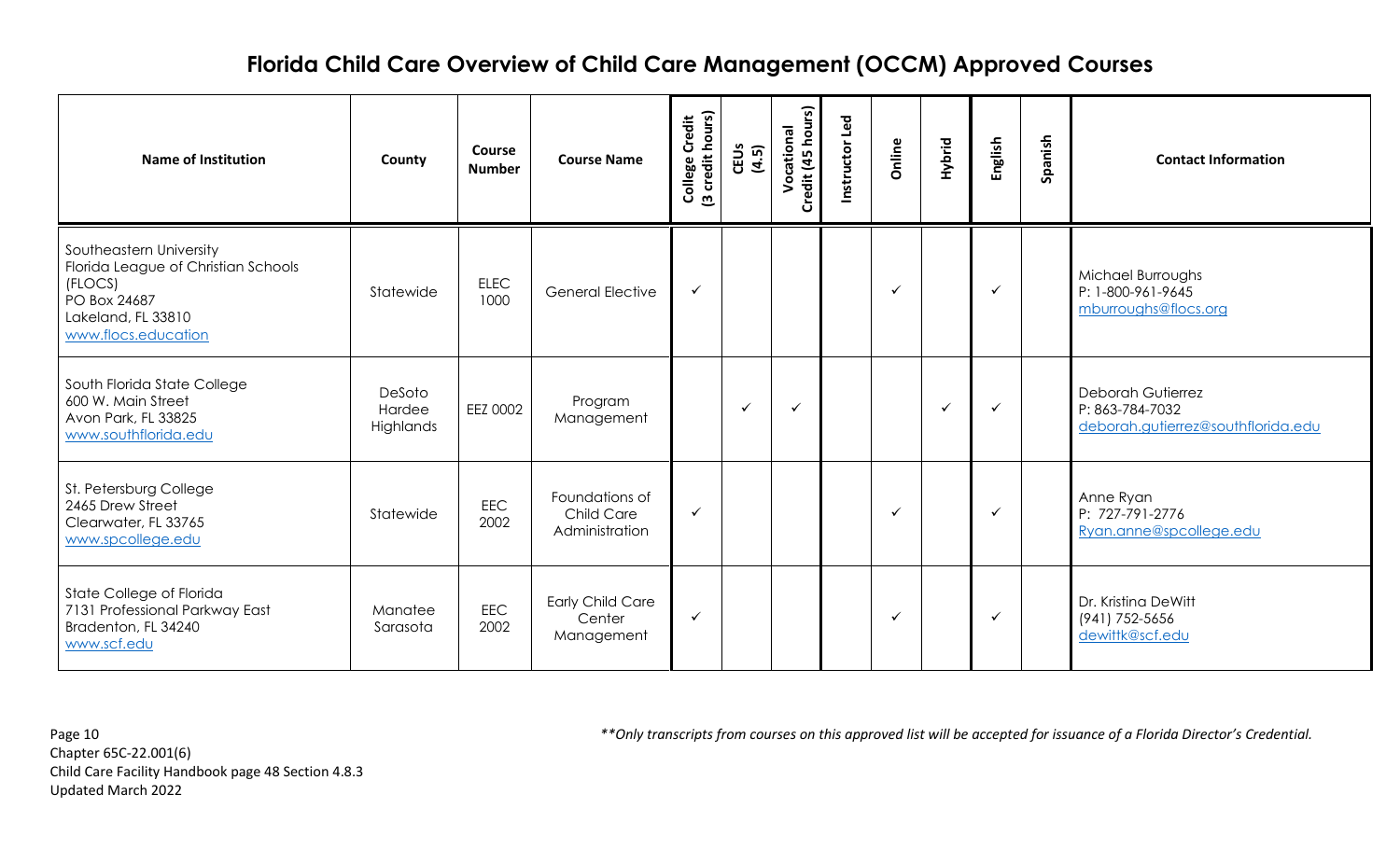# Florida Child Care Overview of Child Care Management (OCCM) Approved Courses

| Name of Institution | County | Course Number | Course Name | College Credit (3 credit hours) | CEUs (4.5) | Vocational Credit (45 hours) | Instructor Led | Online | Hybrid | English | Spanish | Contact Information |
|---|---|---|---|---|---|---|---|---|---|---|---|---|
| Southeastern University<br>Florida League of Christian Schools (FLOCS)<br>PO Box 24687<br>Lakeland, FL 33810<br>www.flocs.education | Statewide | ELEC 1000 | General Elective | ✓ | | | | ✓ | | ✓ | | Michael Burroughs<br>P: 1-800-961-9645<br>mburroughs@flocs.org |
| South Florida State College<br>600 W. Main Street<br>Avon Park, FL 33825<br>www.southflorida.edu | DeSoto<br>Hardee<br>Highlands | EEZ 0002 | Program Management | | ✓ | ✓ | | | ✓ | ✓ | | Deborah Gutierrez<br>P: 863-784-7032<br>deborah.gutierrez@southflorida.edu |
| St. Petersburg College<br>2465 Drew Street<br>Clearwater, FL 33765<br>www.spcollege.edu | Statewide | EEC 2002 | Foundations of Child Care Administration | ✓ | | | | ✓ | | ✓ | | Anne Ryan<br>P: 727-791-2776<br>Ryan.anne@spcollege.edu |
| State College of Florida<br>7131 Professional Parkway East<br>Bradenton, FL 34240<br>www.scf.edu | Manatee<br>Sarasota | EEC 2002 | Early Child Care Center Management | ✓ | | | | ✓ | | ✓ | | Dr. Kristina DeWitt<br>(941) 752-5656<br>dewittk@scf.edu |

*\*\*Only transcripts from courses on this approved list will be accepted for issuance of a Florida Director's Credential.*

Chapter 65C-22.001(6)
Child Care Facility Handbook page 48 Section 4.8.3
Updated March 2022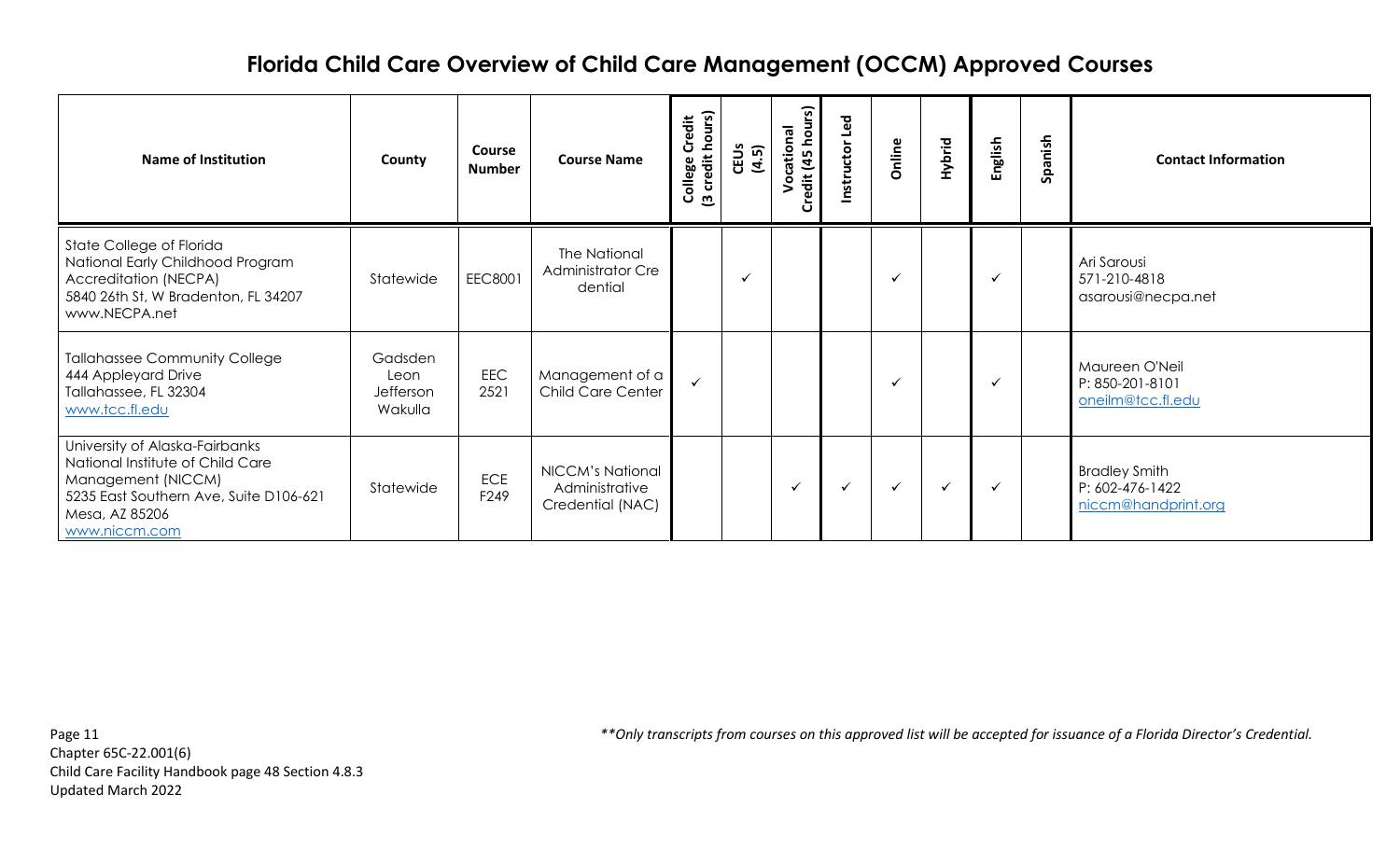# Florida Child Care Overview of Child Care Management (OCCM) Approved Courses

| Name of Institution | County | Course Number | Course Name | College Credit (3 credit hours) | CEUs (4.5) | Vocational Credit (45 hours) | Instructor Led | Online | Hybrid | English | Spanish | Contact Information |
|---|---|---|---|---|---|---|---|---|---|---|---|---|
| State College of Florida<br>National Early Childhood Program Accreditation (NECPA)<br>5840 26th St, W Bradenton, FL 34207<br>www.NECPA.net | Statewide | EEC8001 | The National Administrator Credential | | ✓ | | | ✓ | | ✓ | | Ari Sarousi<br>571-210-4818<br>asarousi@necpa.net |
| Tallahassee Community College<br>444 Appleyard Drive<br>Tallahassee, FL 32304<br>www.tcc.fl.edu | Gadsden<br>Leon<br>Jefferson<br>Wakulla | EEC 2521 | Management of a Child Care Center | ✓ | | | | ✓ | | ✓ | | Maureen O'Neil<br>P: 850-201-8101<br>oneilm@tcc.fl.edu |
| University of Alaska-Fairbanks<br>National Institute of Child Care Management (NICCM)<br>5235 East Southern Ave, Suite D106-621<br>Mesa, AZ 85206<br>www.niccm.com | Statewide | ECE F249 | NICCM's National Administrative Credential (NAC) | | | ✓ | ✓ | ✓ | ✓ | ✓ | | Bradley Smith<br>P: 602-476-1422<br>niccm@handprint.org |

Chapter 65C-22.001(6)
Child Care Facility Handbook page 48 Section 4.8.3
Updated March 2022

*\*\*Only transcripts from courses on this approved list will be accepted for issuance of a Florida Director's Credential.*